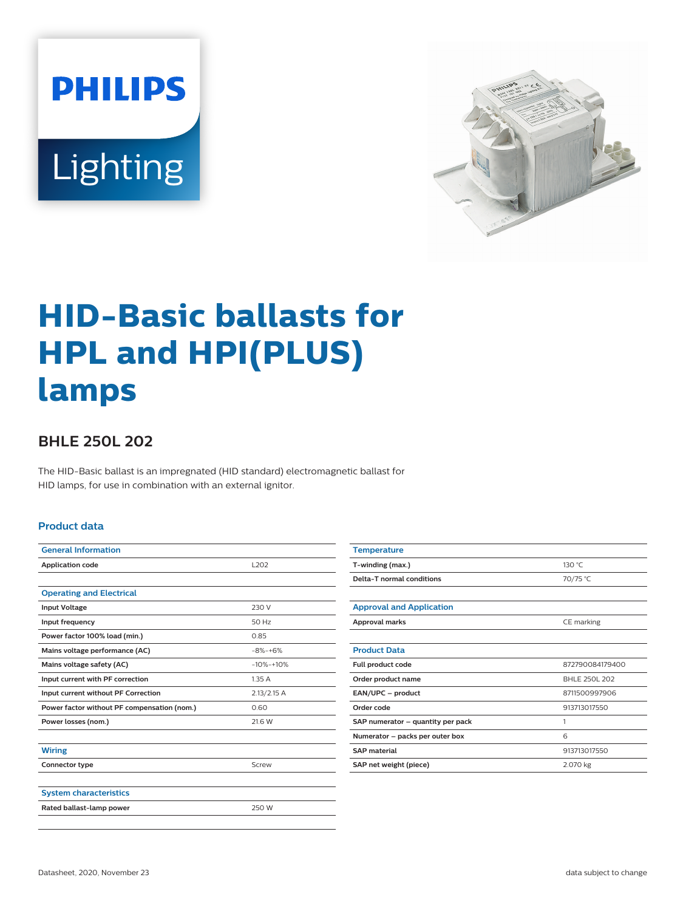# HID-Basic ballasts for HPL and HPI(PLUS) lamps

## BHLE 250L 202

The HID-Basic ballast is an impregnated (HID standard) electromagnetic ballast for HID lamps, for use in combination with an external ignitor.

### Product data

| General Information | |
|---|---|
| Application code | L202 |

| Operating and Electrical | |
|---|---|
| Input Voltage | 230 V |
| Input frequency | 50 Hz |
| Power factor 100% load (min.) | 0.85 |
| Mains voltage performance (AC) | -8%-+6% |
| Mains voltage safety (AC) | -10%-+10% |
| Input current with PF correction | 1.35 A |
| Input current without PF Correction | 2.13/2.15 A |
| Power factor without PF compensation (nom.) | 0.60 |
| Power losses (nom.) | 21.6 W |

| Wiring | |
|---|---|
| Connector type | Screw |

| System characteristics | |
|---|---|
| Rated ballast-lamp power | 250 W |

| Temperature | |
|---|---|
| T-winding (max.) | 130 °C |
| Delta-T normal conditions | 70/75 °C |

| Approval and Application | |
|---|---|
| Approval marks | CE marking |

| Product Data | |
|---|---|
| Full product code | 872790084179400 |
| Order product name | BHLE 250L 202 |
| EAN/UPC – product | 8711500997906 |
| Order code | 913713017550 |
| SAP numerator – quantity per pack | 1 |
| Numerator – packs per outer box | 6 |
| SAP material | 913713017550 |
| SAP net weight (piece) | 2.070 kg |

Datasheet, 2020, November 23 | data subject to change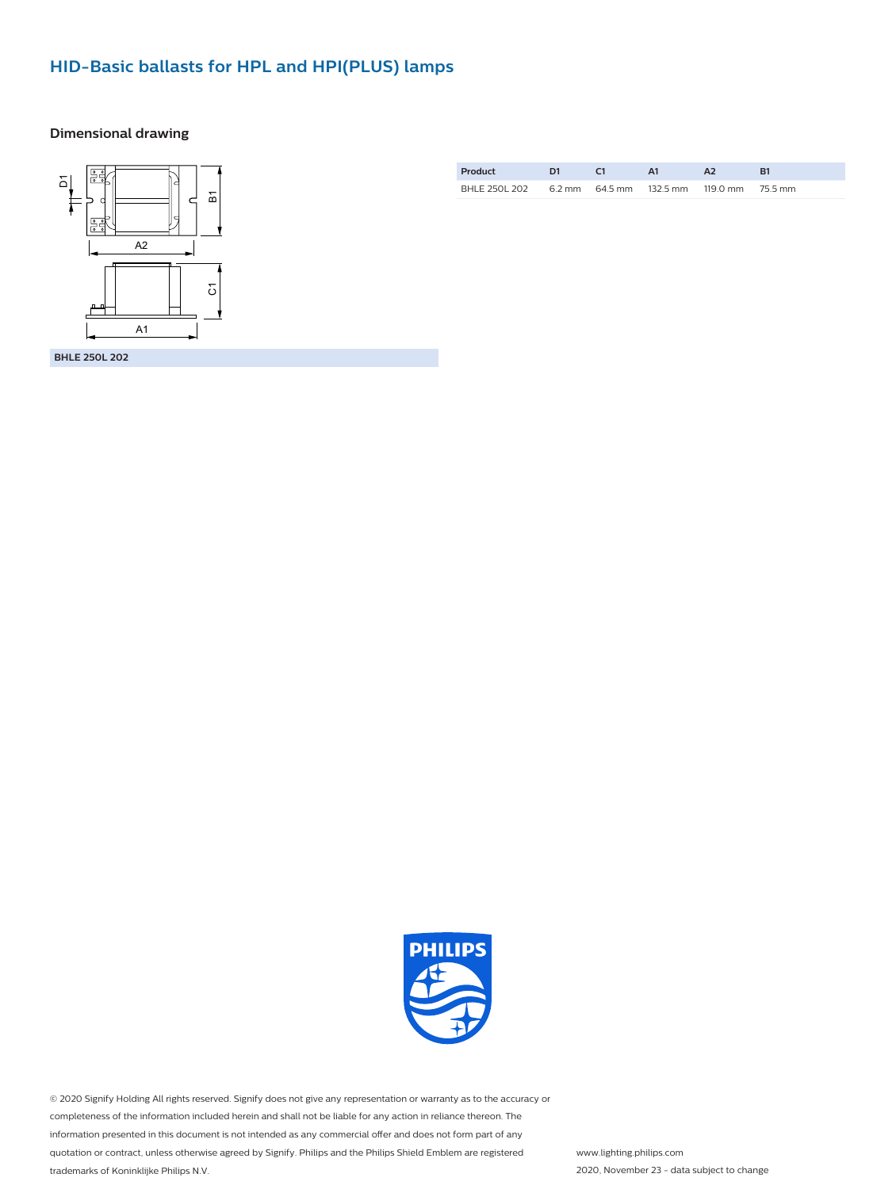# HID-Basic ballasts for HPL and HPI(PLUS) lamps

## Dimensional drawing

D1
B1
A2
C1
A1

**BHLE 250L 202**

| Product | D1 | C1 | A1 | A2 | B1 |
|---|---|---|---|---|---|
| BHLE 250L 202 | 6.2 mm | 64.5 mm | 132.5 mm | 119.0 mm | 75.5 mm |

© 2020 Signify Holding All rights reserved. Signify does not give any representation or warranty as to the accuracy or completeness of the information included herein and shall not be liable for any action in reliance thereon. The information presented in this document is not intended as any commercial offer and does not form part of any quotation or contract, unless otherwise agreed by Signify. Philips and the Philips Shield Emblem are registered trademarks of Koninklijke Philips N.V.

www.lighting.philips.com

2020, November 23 - data subject to change